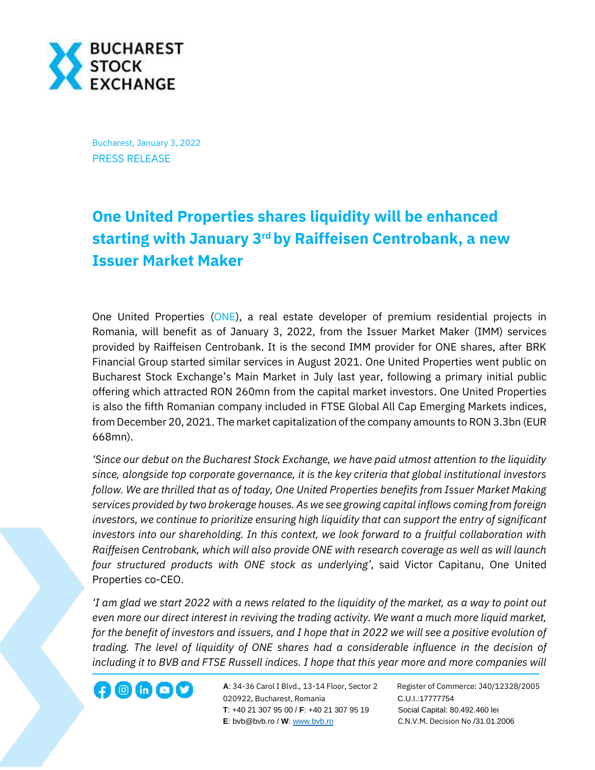Bucharest, January 3, 2022

PRESS RELEASE

# One United Properties shares liquidity will be enhanced starting with January 3rd by Raiffeisen Centrobank, a new Issuer Market Maker

One United Properties (ONE), a real estate developer of premium residential projects in Romania, will benefit as of January 3, 2022, from the Issuer Market Maker (IMM) services provided by Raiffeisen Centrobank. It is the second IMM provider for ONE shares, after BRK Financial Group started similar services in August 2021. One United Properties went public on Bucharest Stock Exchange's Main Market in July last year, following a primary initial public offering which attracted RON 260mn from the capital market investors. One United Properties is also the fifth Romanian company included in FTSE Global All Cap Emerging Markets indices, from December 20, 2021. The market capitalization of the company amounts to RON 3.3bn (EUR 668mn).

*'Since our debut on the Bucharest Stock Exchange, we have paid utmost attention to the liquidity since, alongside top corporate governance, it is the key criteria that global institutional investors follow. We are thrilled that as of today, One United Properties benefits from Issuer Market Making services provided by two brokerage houses. As we see growing capital inflows coming from foreign investors, we continue to prioritize ensuring high liquidity that can support the entry of significant investors into our shareholding. In this context, we look forward to a fruitful collaboration with Raiffeisen Centrobank, which will also provide ONE with research coverage as well as will launch four structured products with ONE stock as underlying'*, said Victor Capitanu, One United Properties co-CEO.

*'I am glad we start 2022 with a news related to the liquidity of the market, as a way to point out even more our direct interest in reviving the trading activity. We want a much more liquid market, for the benefit of investors and issuers, and I hope that in 2022 we will see a positive evolution of trading. The level of liquidity of ONE shares had a considerable influence in the decision of including it to BVB and FTSE Russell indices. I hope that this year more and more companies will*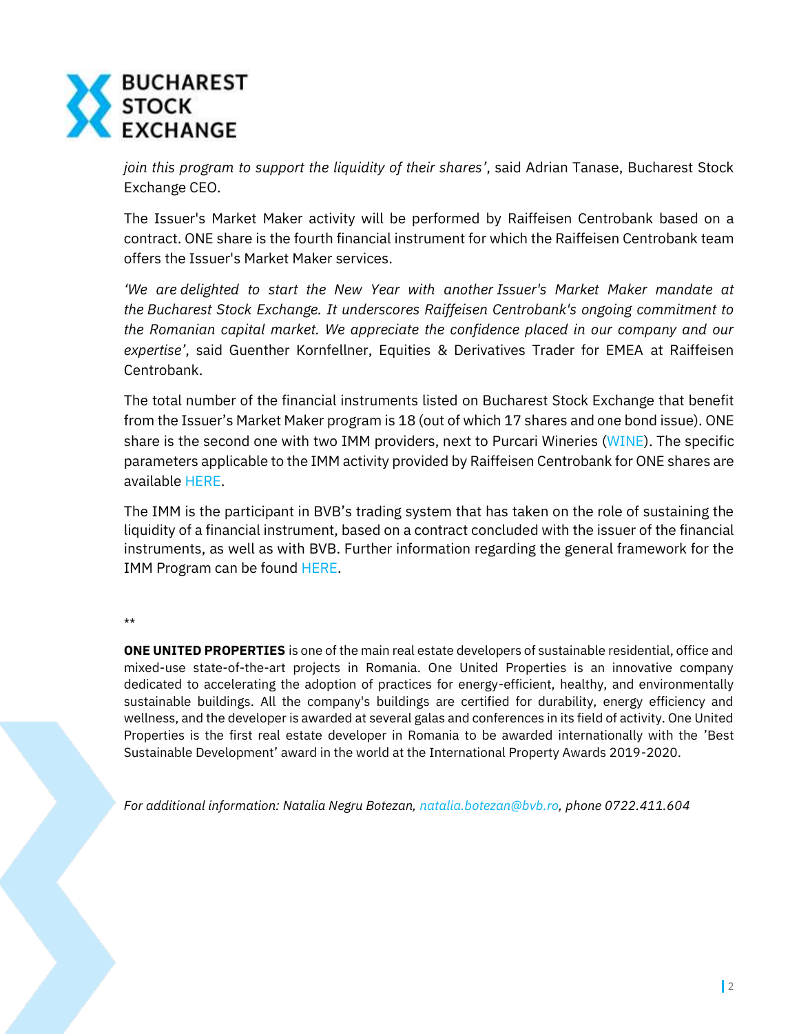*join this program to support the liquidity of their shares'*, said Adrian Tanase, Bucharest Stock Exchange CEO.

The Issuer's Market Maker activity will be performed by Raiffeisen Centrobank based on a contract. ONE share is the fourth financial instrument for which the Raiffeisen Centrobank team offers the Issuer's Market Maker services.

*'We are delighted to start the New Year with another Issuer's Market Maker mandate at the Bucharest Stock Exchange. It underscores Raiffeisen Centrobank's ongoing commitment to the Romanian capital market. We appreciate the confidence placed in our company and our expertise'*, said Guenther Kornfellner, Equities & Derivatives Trader for EMEA at Raiffeisen Centrobank.

The total number of the financial instruments listed on Bucharest Stock Exchange that benefit from the Issuer's Market Maker program is 18 (out of which 17 shares and one bond issue). ONE share is the second one with two IMM providers, next to Purcari Wineries (WINE). The specific parameters applicable to the IMM activity provided by Raiffeisen Centrobank for ONE shares are available HERE.

The IMM is the participant in BVB's trading system that has taken on the role of sustaining the liquidity of a financial instrument, based on a contract concluded with the issuer of the financial instruments, as well as with BVB. Further information regarding the general framework for the IMM Program can be found HERE.

**

**ONE UNITED PROPERTIES** is one of the main real estate developers of sustainable residential, office and mixed-use state-of-the-art projects in Romania. One United Properties is an innovative company dedicated to accelerating the adoption of practices for energy-efficient, healthy, and environmentally sustainable buildings. All the company's buildings are certified for durability, energy efficiency and wellness, and the developer is awarded at several galas and conferences in its field of activity. One United Properties is the first real estate developer in Romania to be awarded internationally with the 'Best Sustainable Development' award in the world at the International Property Awards 2019-2020.

*For additional information: Natalia Negru Botezan, natalia.botezan@bvb.ro, phone 0722.411.604*